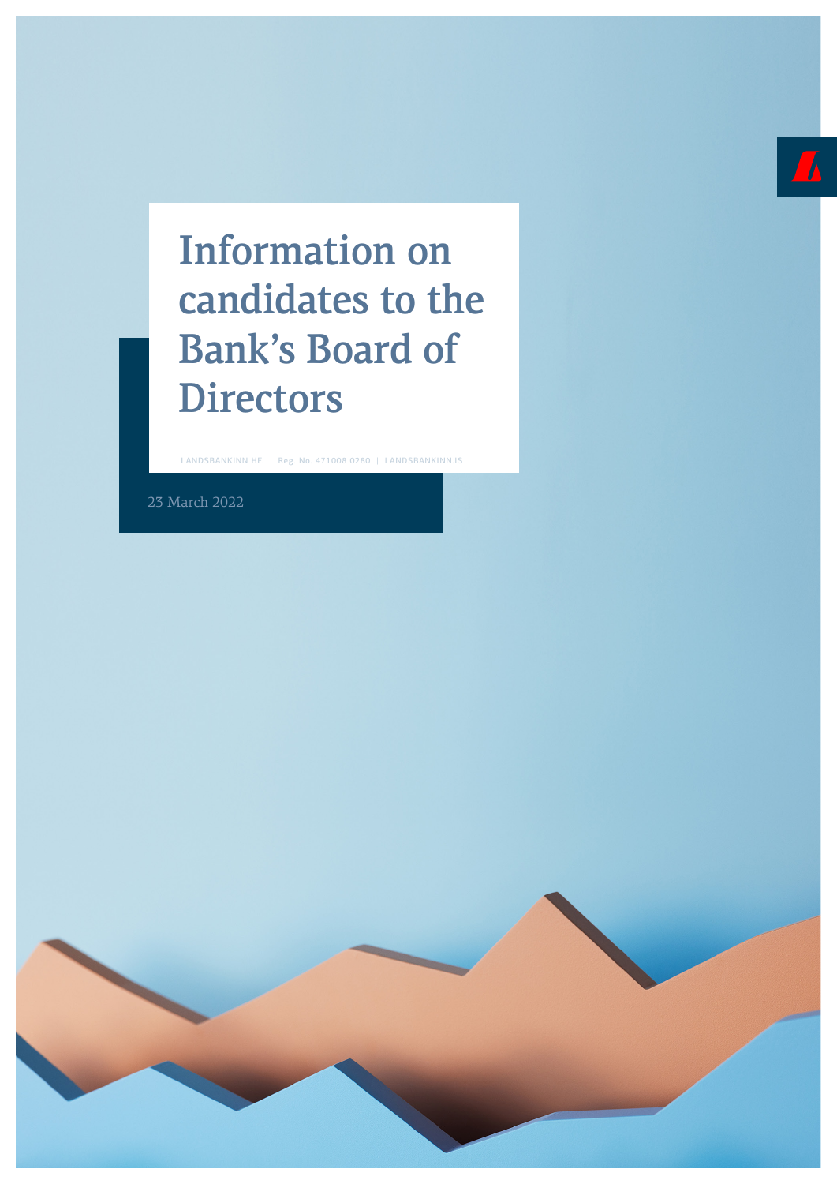# Information on candidates to the Bank's Board of Directors

LANDSBANKINN HF. | Reg. No. 471008 0280 | LANDSBANKINN.IS

23 March 2022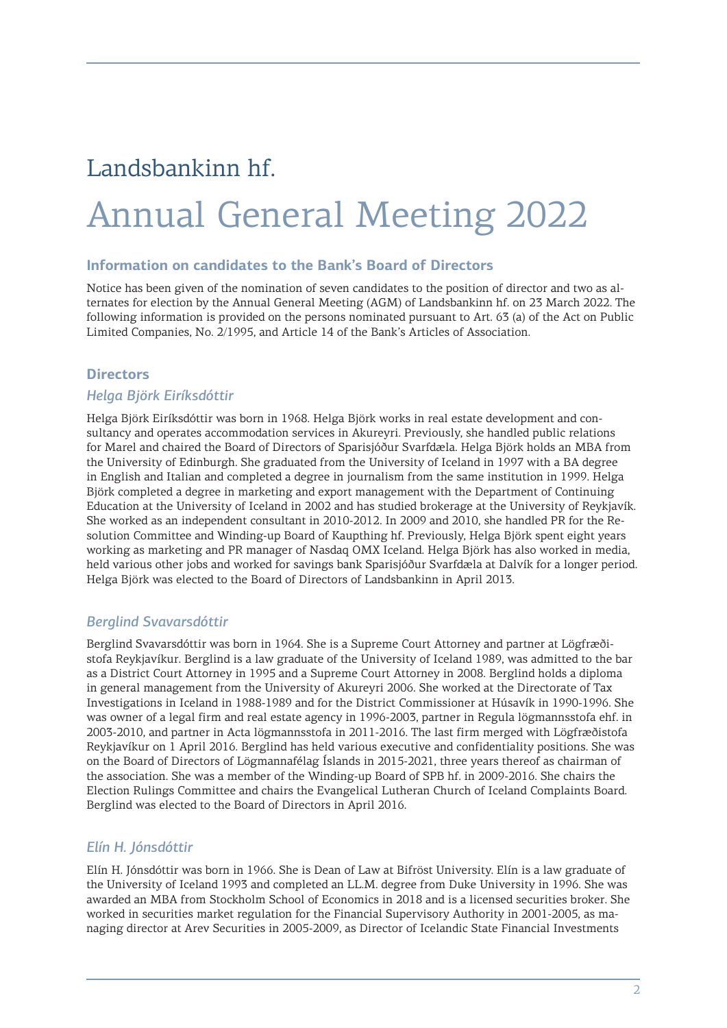# Landsbankinn hf.

# Annual General Meeting 2022

## Information on candidates to the Bank's Board of Directors

Notice has been given of the nomination of seven candidates to the position of director and two as alternates for election by the Annual General Meeting (AGM) of Landsbankinn hf. on 23 March 2022. The following information is provided on the persons nominated pursuant to Art. 63 (a) of the Act on Public Limited Companies, No. 2/1995, and Article 14 of the Bank's Articles of Association.

## Directors

### *Helga Björk Eiríksdóttir*

Helga Björk Eiríksdóttir was born in 1968. Helga Björk works in real estate development and consultancy and operates accommodation services in Akureyri. Previously, she handled public relations for Marel and chaired the Board of Directors of Sparisjóður Svarfdæla. Helga Björk holds an MBA from the University of Edinburgh. She graduated from the University of Iceland in 1997 with a BA degree in English and Italian and completed a degree in journalism from the same institution in 1999. Helga Björk completed a degree in marketing and export management with the Department of Continuing Education at the University of Iceland in 2002 and has studied brokerage at the University of Reykjavík. She worked as an independent consultant in 2010-2012. In 2009 and 2010, she handled PR for the Resolution Committee and Winding-up Board of Kaupthing hf. Previously, Helga Björk spent eight years working as marketing and PR manager of Nasdaq OMX Iceland. Helga Björk has also worked in media, held various other jobs and worked for savings bank Sparisjóður Svarfdæla at Dalvík for a longer period. Helga Björk was elected to the Board of Directors of Landsbankinn in April 2013.

### *Berglind Svavarsdóttir*

Berglind Svavarsdóttir was born in 1964. She is a Supreme Court Attorney and partner at Lögfræðistofa Reykjavíkur. Berglind is a law graduate of the University of Iceland 1989, was admitted to the bar as a District Court Attorney in 1995 and a Supreme Court Attorney in 2008. Berglind holds a diploma in general management from the University of Akureyri 2006. She worked at the Directorate of Tax Investigations in Iceland in 1988-1989 and for the District Commissioner at Húsavík in 1990-1996. She was owner of a legal firm and real estate agency in 1996-2003, partner in Regula lögmannsstofa ehf. in 2003-2010, and partner in Acta lögmannsstofa in 2011-2016. The last firm merged with Lögfræðistofa Reykjavíkur on 1 April 2016. Berglind has held various executive and confidentiality positions. She was on the Board of Directors of Lögmannafélag Íslands in 2015-2021, three years thereof as chairman of the association. She was a member of the Winding-up Board of SPB hf. in 2009-2016. She chairs the Election Rulings Committee and chairs the Evangelical Lutheran Church of Iceland Complaints Board. Berglind was elected to the Board of Directors in April 2016.

### *Elín H. Jónsdóttir*

Elín H. Jónsdóttir was born in 1966. She is Dean of Law at Bifröst University. Elín is a law graduate of the University of Iceland 1993 and completed an LL.M. degree from Duke University in 1996. She was awarded an MBA from Stockholm School of Economics in 2018 and is a licensed securities broker. She worked in securities market regulation for the Financial Supervisory Authority in 2001-2005, as managing director at Arev Securities in 2005-2009, as Director of Icelandic State Financial Investments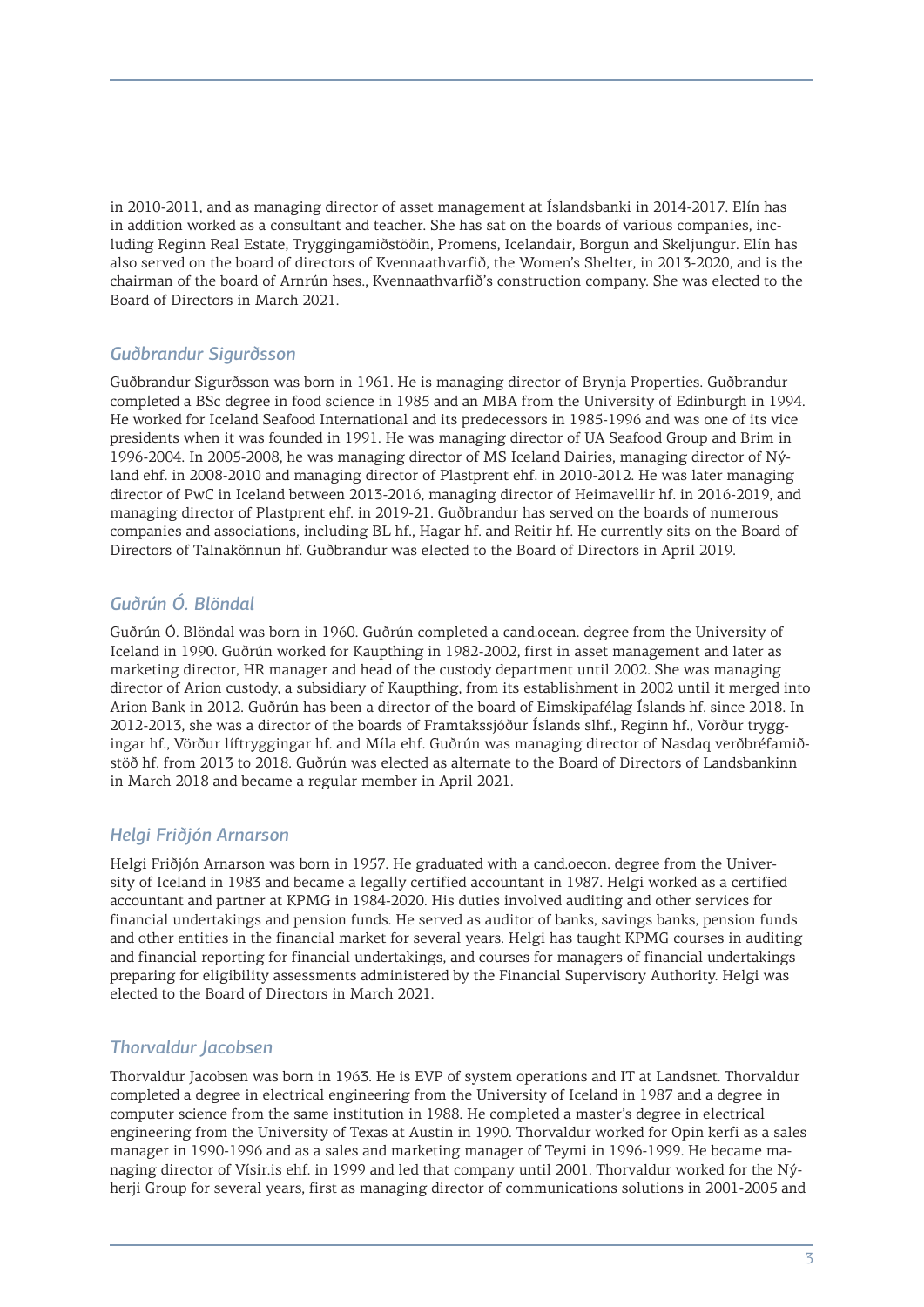in 2010-2011, and as managing director of asset management at Íslandsbanki in 2014-2017. Elín has in addition worked as a consultant and teacher. She has sat on the boards of various companies, including Reginn Real Estate, Tryggingamiðstöðin, Promens, Icelandair, Borgun and Skeljungur. Elín has also served on the board of directors of Kvennaathvarfið, the Women's Shelter, in 2013-2020, and is the chairman of the board of Arnrún hses., Kvennaathvarfið's construction company. She was elected to the Board of Directors in March 2021.

## *Guðbrandur Sigurðsson*

Guðbrandur Sigurðsson was born in 1961. He is managing director of Brynja Properties. Guðbrandur completed a BSc degree in food science in 1985 and an MBA from the University of Edinburgh in 1994. He worked for Iceland Seafood International and its predecessors in 1985-1996 and was one of its vice presidents when it was founded in 1991. He was managing director of UA Seafood Group and Brim in 1996-2004. In 2005-2008, he was managing director of MS Iceland Dairies, managing director of Nýland ehf. in 2008-2010 and managing director of Plastprent ehf. in 2010-2012. He was later managing director of PwC in Iceland between 2013-2016, managing director of Heimavellir hf. in 2016-2019, and managing director of Plastprent ehf. in 2019-21. Guðbrandur has served on the boards of numerous companies and associations, including BL hf., Hagar hf. and Reitir hf. He currently sits on the Board of Directors of Talnakönnun hf. Guðbrandur was elected to the Board of Directors in April 2019.

## *Guðrún Ó. Blöndal*

Guðrún Ó. Blöndal was born in 1960. Guðrún completed a cand.ocean. degree from the University of Iceland in 1990. Guðrún worked for Kaupthing in 1982-2002, first in asset management and later as marketing director, HR manager and head of the custody department until 2002. She was managing director of Arion custody, a subsidiary of Kaupthing, from its establishment in 2002 until it merged into Arion Bank in 2012. Guðrún has been a director of the board of Eimskipafélag Íslands hf. since 2018. In 2012-2013, she was a director of the boards of Framtakssjóður Íslands slhf., Reginn hf., Vörður tryggingar hf., Vörður líftryggingar hf. and Míla ehf. Guðrún was managing director of Nasdaq verðbréfamiðstöð hf. from 2013 to 2018. Guðrún was elected as alternate to the Board of Directors of Landsbankinn in March 2018 and became a regular member in April 2021.

## *Helgi Friðjón Arnarson*

Helgi Friðjón Arnarson was born in 1957. He graduated with a cand.oecon. degree from the University of Iceland in 1983 and became a legally certified accountant in 1987. Helgi worked as a certified accountant and partner at KPMG in 1984-2020. His duties involved auditing and other services for financial undertakings and pension funds. He served as auditor of banks, savings banks, pension funds and other entities in the financial market for several years. Helgi has taught KPMG courses in auditing and financial reporting for financial undertakings, and courses for managers of financial undertakings preparing for eligibility assessments administered by the Financial Supervisory Authority. Helgi was elected to the Board of Directors in March 2021.

## *Thorvaldur Jacobsen*

Thorvaldur Jacobsen was born in 1963. He is EVP of system operations and IT at Landsnet. Thorvaldur completed a degree in electrical engineering from the University of Iceland in 1987 and a degree in computer science from the same institution in 1988. He completed a master's degree in electrical engineering from the University of Texas at Austin in 1990. Thorvaldur worked for Opin kerfi as a sales manager in 1990-1996 and as a sales and marketing manager of Teymi in 1996-1999. He became managing director of Vísir.is ehf. in 1999 and led that company until 2001. Thorvaldur worked for the Nýherji Group for several years, first as managing director of communications solutions in 2001-2005 and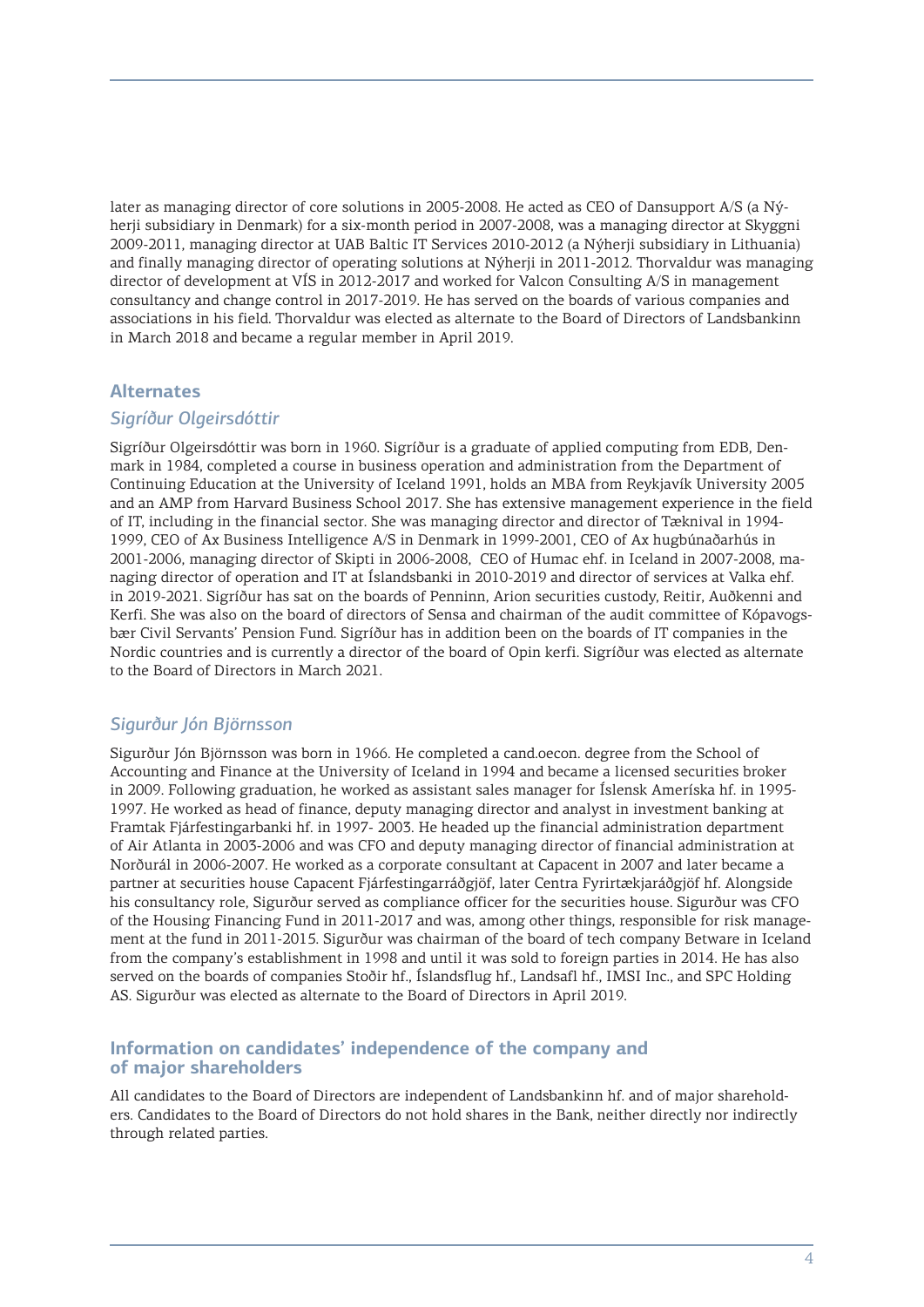later as managing director of core solutions in 2005-2008. He acted as CEO of Dansupport A/S (a Nýherji subsidiary in Denmark) for a six-month period in 2007-2008, was a managing director at Skyggni 2009-2011, managing director at UAB Baltic IT Services 2010-2012 (a Nýherji subsidiary in Lithuania) and finally managing director of operating solutions at Nýherji in 2011-2012. Thorvaldur was managing director of development at VÍS in 2012-2017 and worked for Valcon Consulting A/S in management consultancy and change control in 2017-2019. He has served on the boards of various companies and associations in his field. Thorvaldur was elected as alternate to the Board of Directors of Landsbankinn in March 2018 and became a regular member in April 2019.

## Alternates

### *Sigríður Olgeirsdóttir*

Sigríður Olgeirsdóttir was born in 1960. Sigríður is a graduate of applied computing from EDB, Denmark in 1984, completed a course in business operation and administration from the Department of Continuing Education at the University of Iceland 1991, holds an MBA from Reykjavík University 2005 and an AMP from Harvard Business School 2017. She has extensive management experience in the field of IT, including in the financial sector. She was managing director and director of Tæknival in 1994-1999, CEO of Ax Business Intelligence A/S in Denmark in 1999-2001, CEO of Ax hugbúnaðarhús in 2001-2006, managing director of Skipti in 2006-2008, CEO of Humac ehf. in Iceland in 2007-2008, managing director of operation and IT at Íslandsbanki in 2010-2019 and director of services at Valka ehf. in 2019-2021. Sigríður has sat on the boards of Penninn, Arion securities custody, Reitir, Auðkenni and Kerfi. She was also on the board of directors of Sensa and chairman of the audit committee of Kópavogsbær Civil Servants' Pension Fund. Sigríður has in addition been on the boards of IT companies in the Nordic countries and is currently a director of the board of Opin kerfi. Sigríður was elected as alternate to the Board of Directors in March 2021.

### *Sigurður Jón Björnsson*

Sigurður Jón Björnsson was born in 1966. He completed a cand.oecon. degree from the School of Accounting and Finance at the University of Iceland in 1994 and became a licensed securities broker in 2009. Following graduation, he worked as assistant sales manager for Íslensk Ameríska hf. in 1995-1997. He worked as head of finance, deputy managing director and analyst in investment banking at Framtak Fjárfestingarbanki hf. in 1997- 2003. He headed up the financial administration department of Air Atlanta in 2003-2006 and was CFO and deputy managing director of financial administration at Norðurál in 2006-2007. He worked as a corporate consultant at Capacent in 2007 and later became a partner at securities house Capacent Fjárfestingarráðgjöf, later Centra Fyrirtækjaráðgjöf hf. Alongside his consultancy role, Sigurður served as compliance officer for the securities house. Sigurður was CFO of the Housing Financing Fund in 2011-2017 and was, among other things, responsible for risk management at the fund in 2011-2015. Sigurður was chairman of the board of tech company Betware in Iceland from the company's establishment in 1998 and until it was sold to foreign parties in 2014. He has also served on the boards of companies Stoðir hf., Íslandsflug hf., Landsafl hf., IMSI Inc., and SPC Holding AS. Sigurður was elected as alternate to the Board of Directors in April 2019.

## Information on candidates' independence of the company and of major shareholders

All candidates to the Board of Directors are independent of Landsbankinn hf. and of major shareholders. Candidates to the Board of Directors do not hold shares in the Bank, neither directly nor indirectly through related parties.